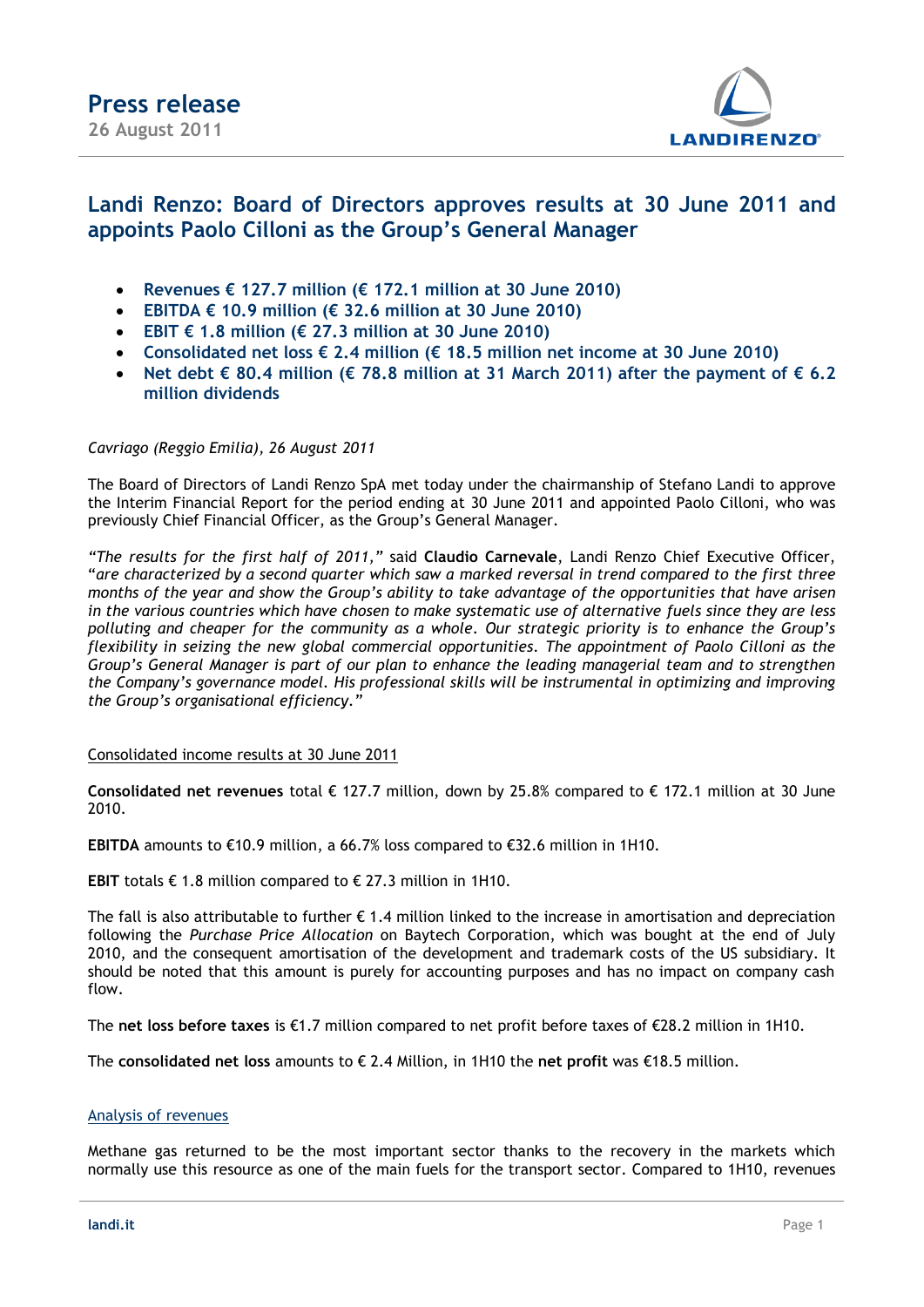# Press release

26 August 2011

## Landi Renzo: Board of Directors approves results at 30 June 2011 and appoints Paolo Cilloni as the Group's General Manager

- **Revenues € 127.7 million (€ 172.1 million at 30 June 2010)**
- **EBITDA € 10.9 million (€ 32.6 million at 30 June 2010)**
- **EBIT € 1.8 million (€ 27.3 million at 30 June 2010)**
- **Consolidated net loss € 2.4 million (€ 18.5 million net income at 30 June 2010)**
- **Net debt € 80.4 million (€ 78.8 million at 31 March 2011) after the payment of € 6.2 million dividends**

*Cavriago (Reggio Emilia), 26 August 2011*

The Board of Directors of Landi Renzo SpA met today under the chairmanship of Stefano Landi to approve the Interim Financial Report for the period ending at 30 June 2011 and appointed Paolo Cilloni, who was previously Chief Financial Officer, as the Group's General Manager.

*"The results for the first half of 2011,"* said **Claudio Carnevale**, Landi Renzo Chief Executive Officer, "*are characterized by a second quarter which saw a marked reversal in trend compared to the first three months of the year and show the Group's ability to take advantage of the opportunities that have arisen in the various countries which have chosen to make systematic use of alternative fuels since they are less polluting and cheaper for the community as a whole. Our strategic priority is to enhance the Group's flexibility in seizing the new global commercial opportunities. The appointment of Paolo Cilloni as the Group's General Manager is part of our plan to enhance the leading managerial team and to strengthen the Company's governance model. His professional skills will be instrumental in optimizing and improving the Group's organisational efficiency."*

Consolidated income results at 30 June 2011

**Consolidated net revenues** total € 127.7 million, down by 25.8% compared to € 172.1 million at 30 June 2010.

**EBITDA** amounts to €10.9 million, a 66.7% loss compared to €32.6 million in 1H10.

**EBIT** totals € 1.8 million compared to € 27.3 million in 1H10.

The fall is also attributable to further € 1.4 million linked to the increase in amortisation and depreciation following the *Purchase Price Allocation* on Baytech Corporation, which was bought at the end of July 2010, and the consequent amortisation of the development and trademark costs of the US subsidiary. It should be noted that this amount is purely for accounting purposes and has no impact on company cash flow.

The **net loss before taxes** is €1.7 million compared to net profit before taxes of €28.2 million in 1H10.

The **consolidated net loss** amounts to € 2.4 Million, in 1H10 the **net profit** was €18.5 million.

Analysis of revenues

Methane gas returned to be the most important sector thanks to the recovery in the markets which normally use this resource as one of the main fuels for the transport sector. Compared to 1H10, revenues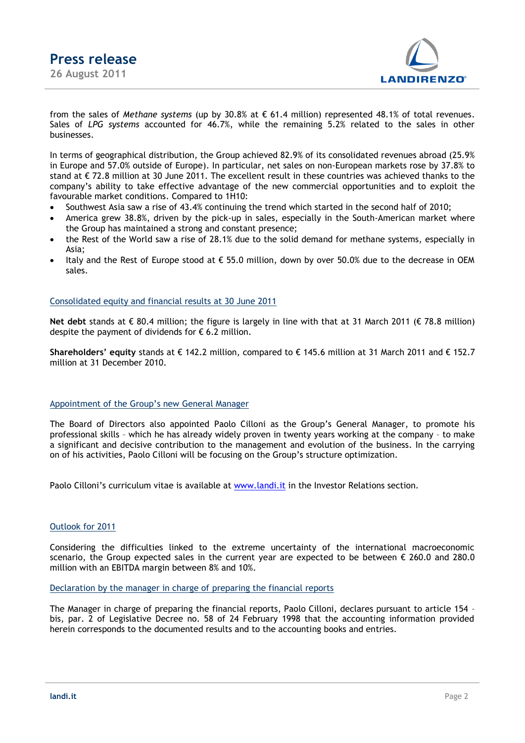from the sales of *Methane systems* (up by 30.8% at € 61.4 million) represented 48.1% of total revenues. Sales of *LPG systems* accounted for 46.7%, while the remaining 5.2% related to the sales in other businesses.

In terms of geographical distribution, the Group achieved 82.9% of its consolidated revenues abroad (25.9% in Europe and 57.0% outside of Europe). In particular, net sales on non-European markets rose by 37.8% to stand at € 72.8 million at 30 June 2011. The excellent result in these countries was achieved thanks to the company's ability to take effective advantage of the new commercial opportunities and to exploit the favourable market conditions. Compared to 1H10:

- Southwest Asia saw a rise of 43.4% continuing the trend which started in the second half of 2010;
- America grew 38.8%, driven by the pick-up in sales, especially in the South-American market where the Group has maintained a strong and constant presence;
- the Rest of the World saw a rise of 28.1% due to the solid demand for methane systems, especially in Asia;
- Italy and the Rest of Europe stood at € 55.0 million, down by over 50.0% due to the decrease in OEM sales.

## Consolidated equity and financial results at 30 June 2011

**Net debt** stands at € 80.4 million; the figure is largely in line with that at 31 March 2011 (€ 78.8 million) despite the payment of dividends for € 6.2 million.

**Shareholders' equity** stands at € 142.2 million, compared to € 145.6 million at 31 March 2011 and € 152.7 million at 31 December 2010.

## Appointment of the Group's new General Manager

The Board of Directors also appointed Paolo Cilloni as the Group's General Manager, to promote his professional skills – which he has already widely proven in twenty years working at the company – to make a significant and decisive contribution to the management and evolution of the business. In the carrying on of his activities, Paolo Cilloni will be focusing on the Group's structure optimization.

Paolo Cilloni's curriculum vitae is available at www.landi.it in the Investor Relations section.

## Outlook for 2011

Considering the difficulties linked to the extreme uncertainty of the international macroeconomic scenario, the Group expected sales in the current year are expected to be between € 260.0 and 280.0 million with an EBITDA margin between 8% and 10%.

## Declaration by the manager in charge of preparing the financial reports

The Manager in charge of preparing the financial reports, Paolo Cilloni, declares pursuant to article 154 – bis, par. 2 of Legislative Decree no. 58 of 24 February 1998 that the accounting information provided herein corresponds to the documented results and to the accounting books and entries.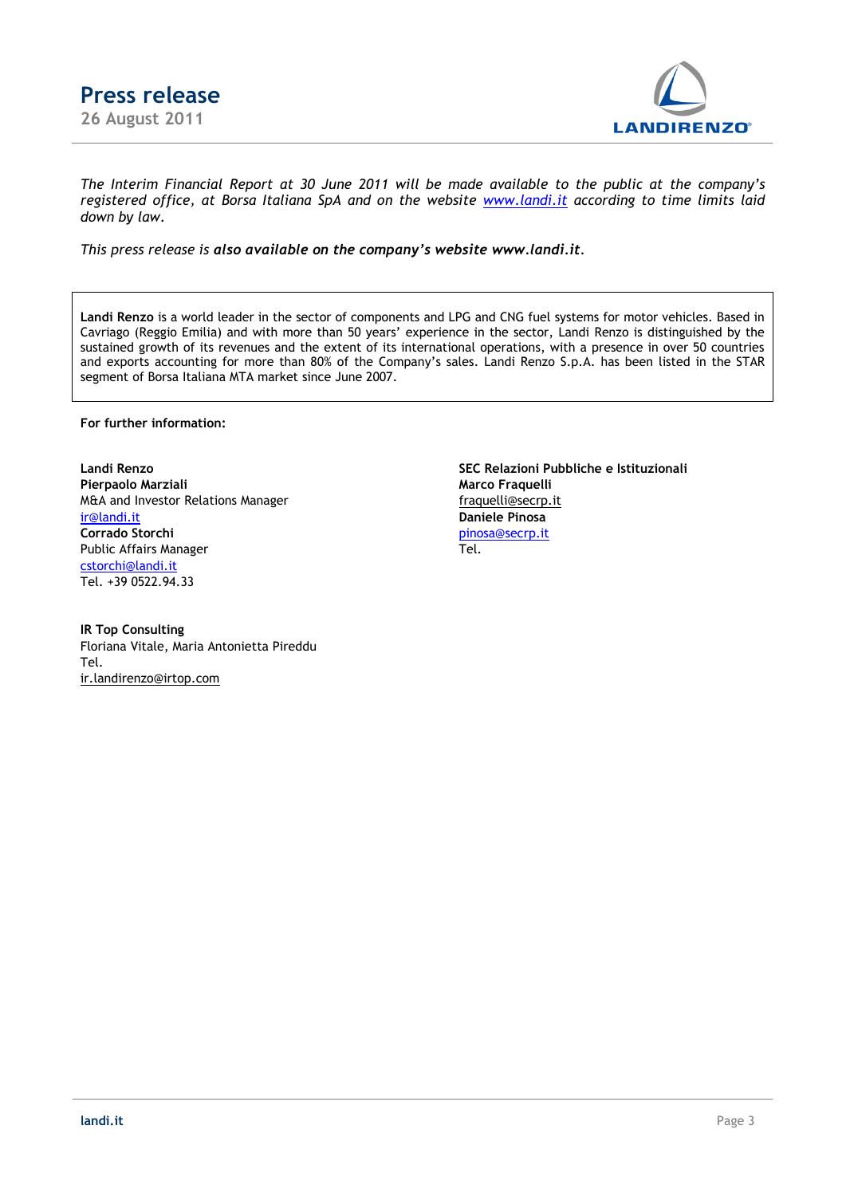*The Interim Financial Report at 30 June 2011 will be made available to the public at the company's registered office, at Borsa Italiana SpA and on the website [www.landi.it](http://www.landi.it) according to time limits laid down by law.*

*This press release is **also available on the company's website www.landi.it**.*

**Landi Renzo** is a world leader in the sector of components and LPG and CNG fuel systems for motor vehicles. Based in Cavriago (Reggio Emilia) and with more than 50 years' experience in the sector, Landi Renzo is distinguished by the sustained growth of its revenues and the extent of its international operations, with a presence in over 50 countries and exports accounting for more than 80% of the Company's sales. Landi Renzo S.p.A. has been listed in the STAR segment of Borsa Italiana MTA market since June 2007.

**For further information:**

**Landi Renzo**
**Pierpaolo Marziali**
M&A and Investor Relations Manager
ir@landi.it
**Corrado Storchi**
Public Affairs Manager
cstorchi@landi.it
Tel. +39 0522.94.33

**IR Top Consulting**
Floriana Vitale, Maria Antonietta Pireddu
Tel.
ir.landirenzo@irtop.com

**SEC Relazioni Pubbliche e Istituzionali**
**Marco Fraquelli**
fraquelli@secrp.it
**Daniele Pinosa**
pinosa@secrp.it
Tel.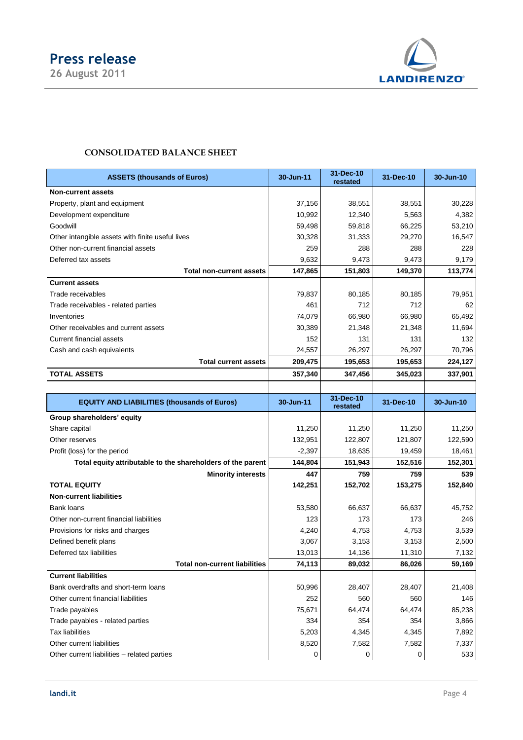### CONSOLIDATED BALANCE SHEET

| ASSETS (thousands of Euros) | 30-Jun-11 | 31-Dec-10 restated | 31-Dec-10 | 30-Jun-10 |
|---|---|---|---|---|
| **Non-current assets** | | | | |
| Property, plant and equipment | 37,156 | 38,551 | 38,551 | 30,228 |
| Development expenditure | 10,992 | 12,340 | 5,563 | 4,382 |
| Goodwill | 59,498 | 59,818 | 66,225 | 53,210 |
| Other intangible assets with finite useful lives | 30,328 | 31,333 | 29,270 | 16,547 |
| Other non-current financial assets | 259 | 288 | 288 | 228 |
| Deferred tax assets | 9,632 | 9,473 | 9,473 | 9,179 |
| **Total non-current assets** | **147,865** | **151,803** | **149,370** | **113,774** |
| **Current assets** | | | | |
| Trade receivables | 79,837 | 80,185 | 80,185 | 79,951 |
| Trade receivables - related parties | 461 | 712 | 712 | 62 |
| Inventories | 74,079 | 66,980 | 66,980 | 65,492 |
| Other receivables and current assets | 30,389 | 21,348 | 21,348 | 11,694 |
| Current financial assets | 152 | 131 | 131 | 132 |
| Cash and cash equivalents | 24,557 | 26,297 | 26,297 | 70,796 |
| **Total current assets** | **209,475** | **195,653** | **195,653** | **224,127** |
| **TOTAL ASSETS** | **357,340** | **347,456** | **345,023** | **337,901** |

| EQUITY AND LIABILITIES (thousands of Euros) | 30-Jun-11 | 31-Dec-10 restated | 31-Dec-10 | 30-Jun-10 |
|---|---|---|---|---|
| **Group shareholders' equity** | | | | |
| Share capital | 11,250 | 11,250 | 11,250 | 11,250 |
| Other reserves | 132,951 | 122,807 | 121,807 | 122,590 |
| Profit (loss) for the period | -2,397 | 18,635 | 19,459 | 18,461 |
| **Total equity attributable to the shareholders of the parent** | **144,804** | **151,943** | **152,516** | **152,301** |
| **Minority interests** | **447** | **759** | **759** | **539** |
| **TOTAL EQUITY** | **142,251** | **152,702** | **153,275** | **152,840** |
| **Non-current liabilities** | | | | |
| Bank loans | 53,580 | 66,637 | 66,637 | 45,752 |
| Other non-current financial liabilities | 123 | 173 | 173 | 246 |
| Provisions for risks and charges | 4,240 | 4,753 | 4,753 | 3,539 |
| Defined benefit plans | 3,067 | 3,153 | 3,153 | 2,500 |
| Deferred tax liabilities | 13,013 | 14,136 | 11,310 | 7,132 |
| **Total non-current liabilities** | **74,113** | **89,032** | **86,026** | **59,169** |
| **Current liabilities** | | | | |
| Bank overdrafts and short-term loans | 50,996 | 28,407 | 28,407 | 21,408 |
| Other current financial liabilities | 252 | 560 | 560 | 146 |
| Trade payables | 75,671 | 64,474 | 64,474 | 85,238 |
| Trade payables - related parties | 334 | 354 | 354 | 3,866 |
| Tax liabilities | 5,203 | 4,345 | 4,345 | 7,892 |
| Other current liabilities | 8,520 | 7,582 | 7,582 | 7,337 |
| Other current liabilities – related parties | 0 | 0 | 0 | 533 |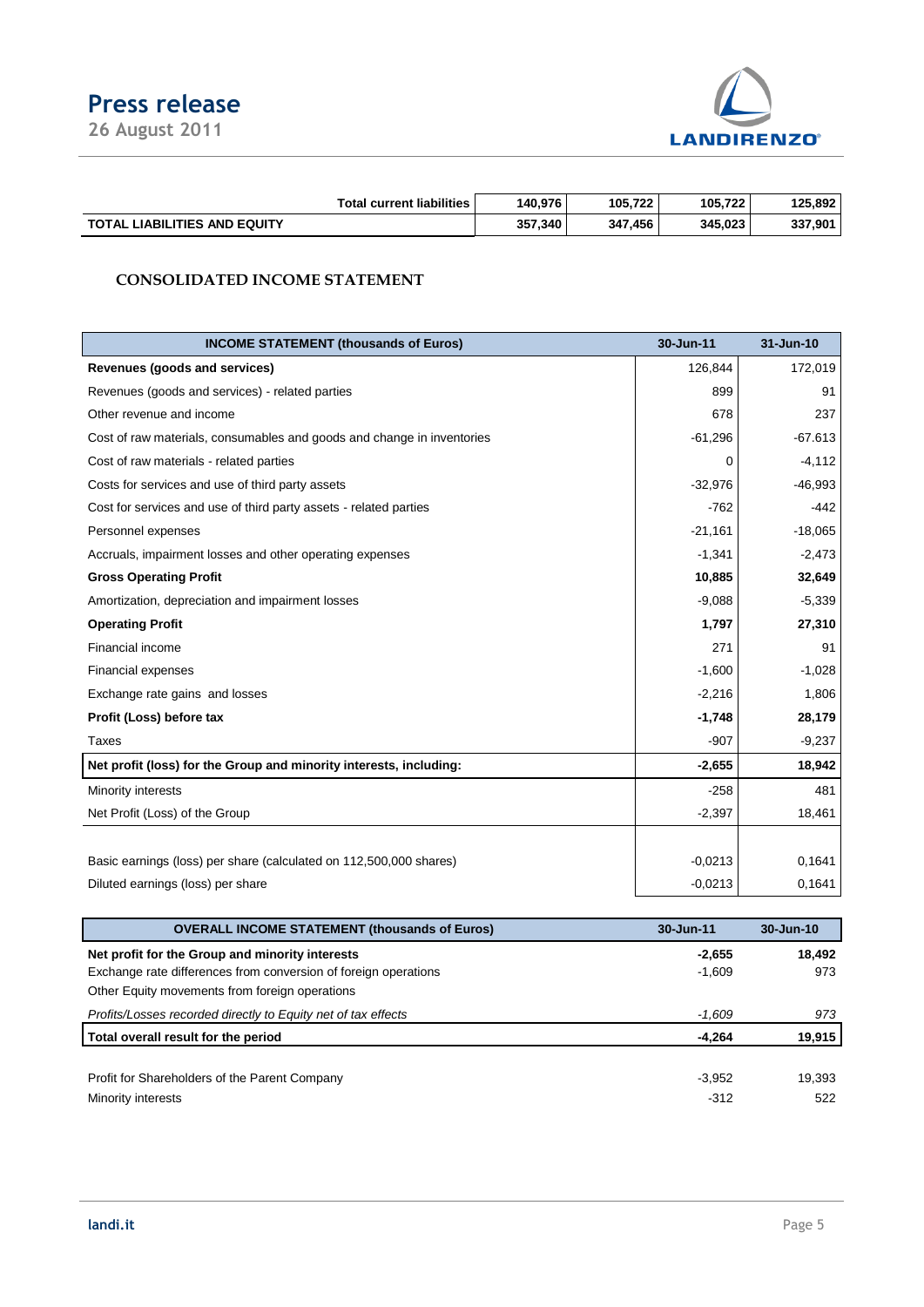| | | | | |
|---|---|---|---|---|
| **Total current liabilities** | **140,976** | **105,722** | **105,722** | **125,892** |
| **TOTAL LIABILITIES AND EQUITY** | **357,340** | **347,456** | **345,023** | **337,901** |

## CONSOLIDATED INCOME STATEMENT

| INCOME STATEMENT (thousands of Euros) | 30-Jun-11 | 31-Jun-10 |
|---|---|---|
| **Revenues (goods and services)** | 126,844 | 172,019 |
| Revenues (goods and services) - related parties | 899 | 91 |
| Other revenue and income | 678 | 237 |
| Cost of raw materials, consumables and goods and change in inventories | -61,296 | -67.613 |
| Cost of raw materials - related parties | 0 | -4,112 |
| Costs for services and use of third party assets | -32,976 | -46,993 |
| Cost for services and use of third party assets - related parties | -762 | -442 |
| Personnel expenses | -21,161 | -18,065 |
| Accruals, impairment losses and other operating expenses | -1,341 | -2,473 |
| **Gross Operating Profit** | **10,885** | **32,649** |
| Amortization, depreciation and impairment losses | -9,088 | -5,339 |
| **Operating Profit** | **1,797** | **27,310** |
| Financial income | 271 | 91 |
| Financial expenses | -1,600 | -1,028 |
| Exchange rate gains and losses | -2,216 | 1,806 |
| **Profit (Loss) before tax** | **-1,748** | **28,179** |
| Taxes | -907 | -9,237 |
| **Net profit (loss) for the Group and minority interests, including:** | **-2,655** | **18,942** |
| Minority interests | -258 | 481 |
| Net Profit (Loss) of the Group | -2,397 | 18,461 |
| | | |
| Basic earnings (loss) per share (calculated on 112,500,000 shares) | -0,0213 | 0,1641 |
| Diluted earnings (loss) per share | -0,0213 | 0,1641 |

| OVERALL INCOME STATEMENT (thousands of Euros) | 30-Jun-11 | 30-Jun-10 |
|---|---|---|
| **Net profit for the Group and minority interests** | **-2,655** | **18,492** |
| Exchange rate differences from conversion of foreign operations | -1,609 | 973 |
| Other Equity movements from foreign operations | | |
| *Profits/Losses recorded directly to Equity net of tax effects* | *-1,609* | *973* |
| **Total overall result for the period** | **-4,264** | **19,915** |
| | | |
| Profit for Shareholders of the Parent Company | -3,952 | 19,393 |
| Minority interests | -312 | 522 |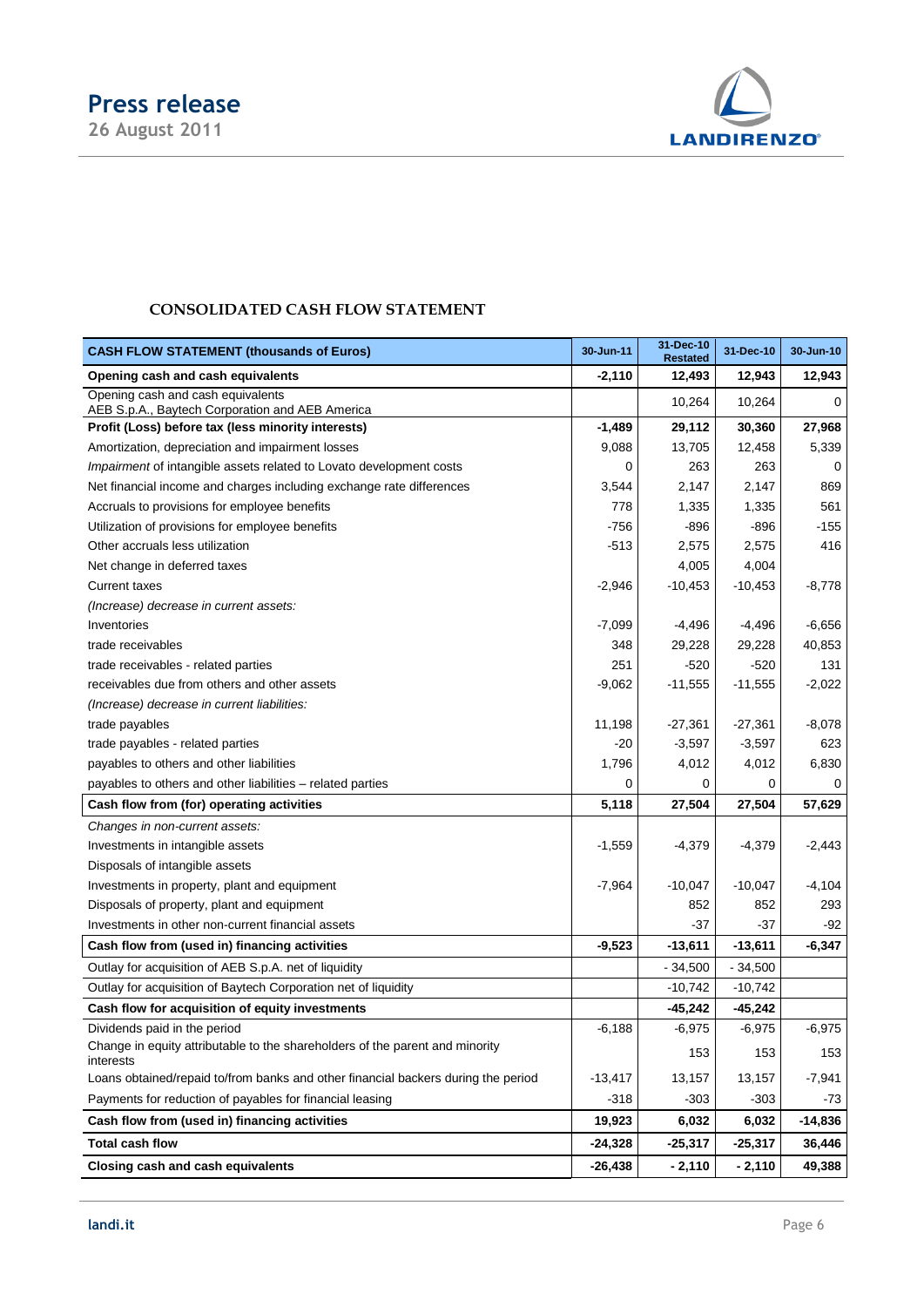### CONSOLIDATED CASH FLOW STATEMENT

| CASH FLOW STATEMENT (thousands of Euros) | 30-Jun-11 | 31-Dec-10 Restated | 31-Dec-10 | 30-Jun-10 |
|---|---|---|---|---|
| **Opening cash and cash equivalents** | **-2,110** | **12,493** | **12,943** | **12,943** |
| Opening cash and cash equivalents AEB S.p.A., Baytech Corporation and AEB America | | 10,264 | 10,264 | 0 |
| **Profit (Loss) before tax (less minority interests)** | **-1,489** | **29,112** | **30,360** | **27,968** |
| Amortization, depreciation and impairment losses | 9,088 | 13,705 | 12,458 | 5,339 |
| *Impairment* of intangible assets related to Lovato development costs | 0 | 263 | 263 | 0 |
| Net financial income and charges including exchange rate differences | 3,544 | 2,147 | 2,147 | 869 |
| Accruals to provisions for employee benefits | 778 | 1,335 | 1,335 | 561 |
| Utilization of provisions for employee benefits | -756 | -896 | -896 | -155 |
| Other accruals less utilization | -513 | 2,575 | 2,575 | 416 |
| Net change in deferred taxes | | 4,005 | 4,004 | |
| Current taxes | -2,946 | -10,453 | -10,453 | -8,778 |
| *(Increase) decrease in current assets:* | | | | |
| Inventories | -7,099 | -4,496 | -4,496 | -6,656 |
| trade receivables | 348 | 29,228 | 29,228 | 40,853 |
| trade receivables - related parties | 251 | -520 | -520 | 131 |
| receivables due from others and other assets | -9,062 | -11,555 | -11,555 | -2,022 |
| *(Increase) decrease in current liabilities:* | | | | |
| trade payables | 11,198 | -27,361 | -27,361 | -8,078 |
| trade payables - related parties | -20 | -3,597 | -3,597 | 623 |
| payables to others and other liabilities | 1,796 | 4,012 | 4,012 | 6,830 |
| payables to others and other liabilities – related parties | 0 | 0 | 0 | 0 |
| **Cash flow from (for) operating activities** | **5,118** | **27,504** | **27,504** | **57,629** |
| *Changes in non-current assets:* | | | | |
| Investments in intangible assets | -1,559 | -4,379 | -4,379 | -2,443 |
| Disposals of intangible assets | | | | |
| Investments in property, plant and equipment | -7,964 | -10,047 | -10,047 | -4,104 |
| Disposals of property, plant and equipment | | 852 | 852 | 293 |
| Investments in other non-current financial assets | | -37 | -37 | -92 |
| **Cash flow from (used in) financing activities** | **-9,523** | **-13,611** | **-13,611** | **-6,347** |
| Outlay for acquisition of AEB S.p.A. net of liquidity | | - 34,500 | - 34,500 | |
| Outlay for acquisition of Baytech Corporation net of liquidity | | -10,742 | -10,742 | |
| **Cash flow for acquisition of equity investments** | | **-45,242** | **-45,242** | |
| Dividends paid in the period | -6,188 | -6,975 | -6,975 | -6,975 |
| Change in equity attributable to the shareholders of the parent and minority interests | | 153 | 153 | 153 |
| Loans obtained/repaid to/from banks and other financial backers during the period | -13,417 | 13,157 | 13,157 | -7,941 |
| Payments for reduction of payables for financial leasing | -318 | -303 | -303 | -73 |
| **Cash flow from (used in) financing activities** | **19,923** | **6,032** | **6,032** | **-14,836** |
| **Total cash flow** | **-24,328** | **-25,317** | **-25,317** | **36,446** |
| **Closing cash and cash equivalents** | **-26,438** | **- 2,110** | **- 2,110** | **49,388** |